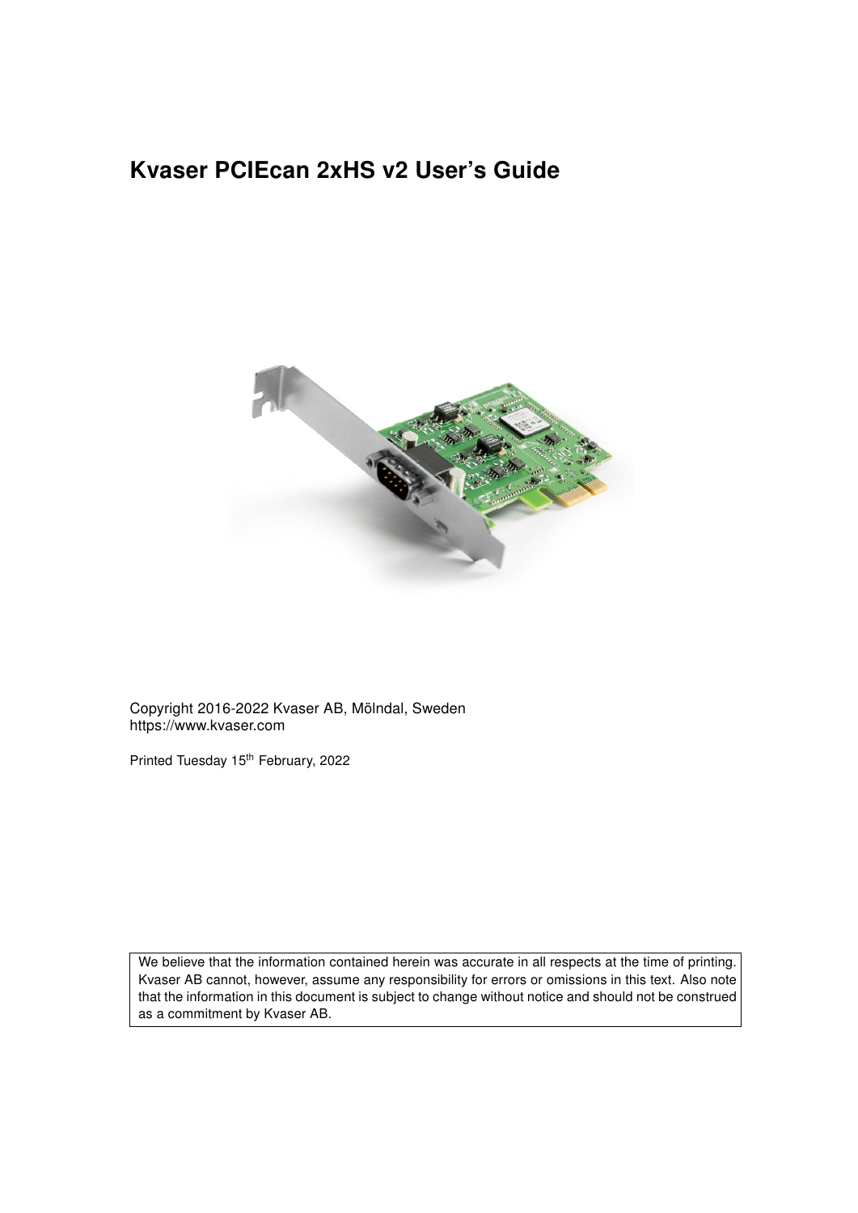# Kvaser PCIEcan 2xHS v2 User's Guide

Copyright 2016-2022 Kvaser AB, Mölndal, Sweden
https://www.kvaser.com

Printed Tuesday 15th February, 2022

We believe that the information contained herein was accurate in all respects at the time of printing. Kvaser AB cannot, however, assume any responsibility for errors or omissions in this text. Also note that the information in this document is subject to change without notice and should not be construed as a commitment by Kvaser AB.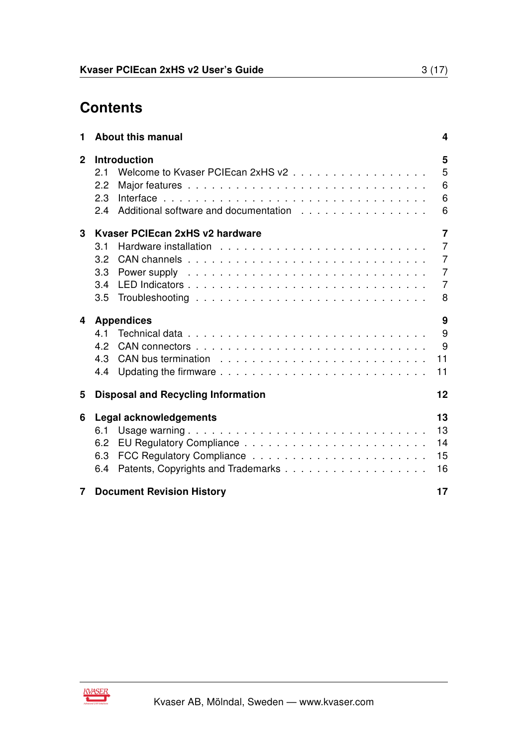# Contents

**1 About this manual** **4**

**2 Introduction** **5**

- 2.1 Welcome to Kvaser PCIEcan 2xHS v2 . . . . . . . . . . . . . . . . 5
- 2.2 Major features . . . . . . . . . . . . . . . . . . . . . . . . . . . . 6
- 2.3 Interface . . . . . . . . . . . . . . . . . . . . . . . . . . . . . . . 6
- 2.4 Additional software and documentation . . . . . . . . . . . . . . . 6

**3 Kvaser PCIEcan 2xHS v2 hardware** **7**

- 3.1 Hardware installation . . . . . . . . . . . . . . . . . . . . . . . . 7
- 3.2 CAN channels . . . . . . . . . . . . . . . . . . . . . . . . . . . . 7
- 3.3 Power supply . . . . . . . . . . . . . . . . . . . . . . . . . . . . 7
- 3.4 LED Indicators . . . . . . . . . . . . . . . . . . . . . . . . . . . . 7
- 3.5 Troubleshooting . . . . . . . . . . . . . . . . . . . . . . . . . . . 8

**4 Appendices** **9**

- 4.1 Technical data . . . . . . . . . . . . . . . . . . . . . . . . . . . . 9
- 4.2 CAN connectors . . . . . . . . . . . . . . . . . . . . . . . . . . . 9
- 4.3 CAN bus termination . . . . . . . . . . . . . . . . . . . . . . . . 11
- 4.4 Updating the firmware . . . . . . . . . . . . . . . . . . . . . . . . 11

**5 Disposal and Recycling Information** **12**

**6 Legal acknowledgements** **13**

- 6.1 Usage warning . . . . . . . . . . . . . . . . . . . . . . . . . . . . 13
- 6.2 EU Regulatory Compliance . . . . . . . . . . . . . . . . . . . . . 14
- 6.3 FCC Regulatory Compliance . . . . . . . . . . . . . . . . . . . . 15
- 6.4 Patents, Copyrights and Trademarks . . . . . . . . . . . . . . . . 16

**7 Document Revision History** **17**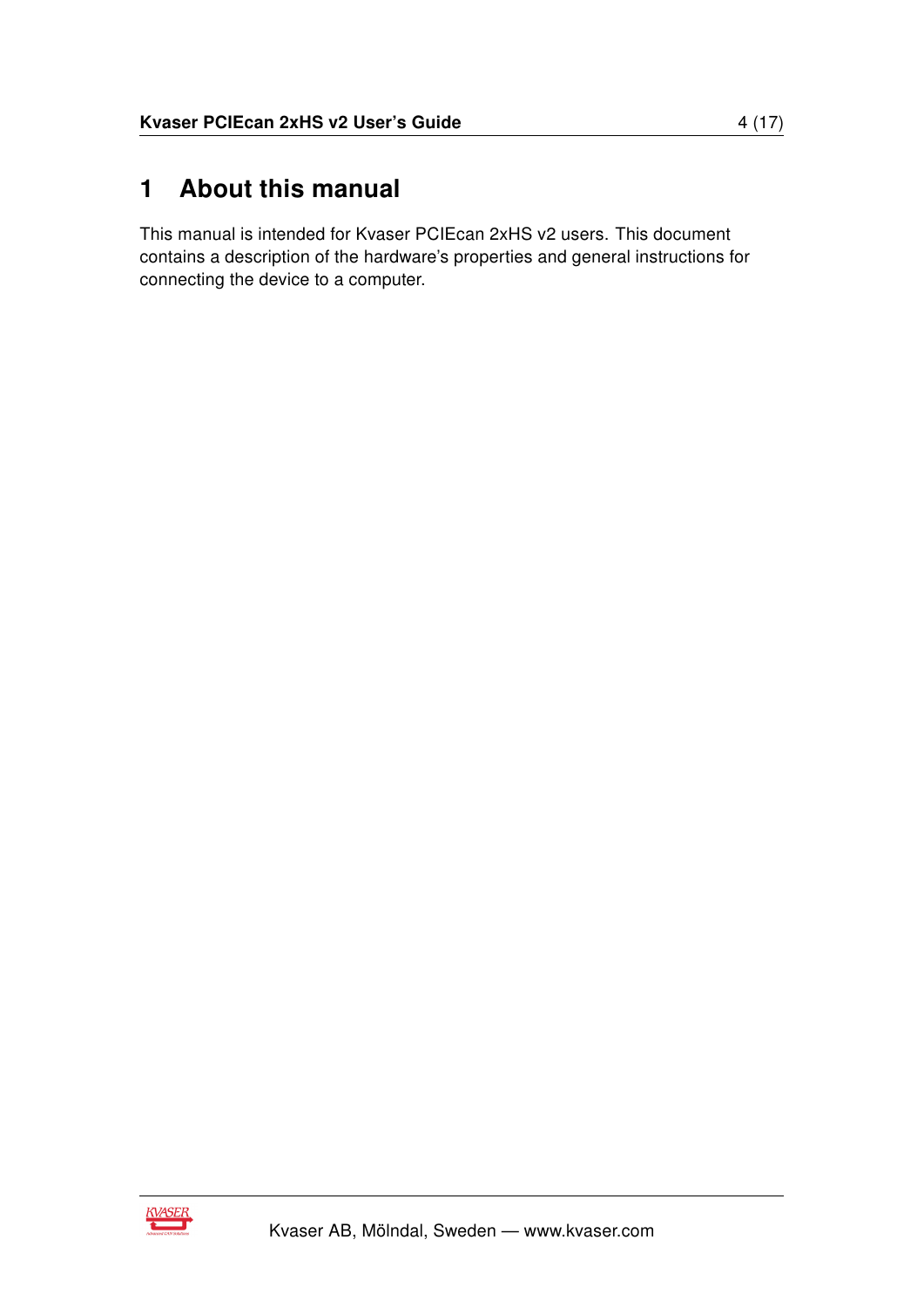# 1 About this manual

This manual is intended for Kvaser PCIEcan 2xHS v2 users. This document contains a description of the hardware's properties and general instructions for connecting the device to a computer.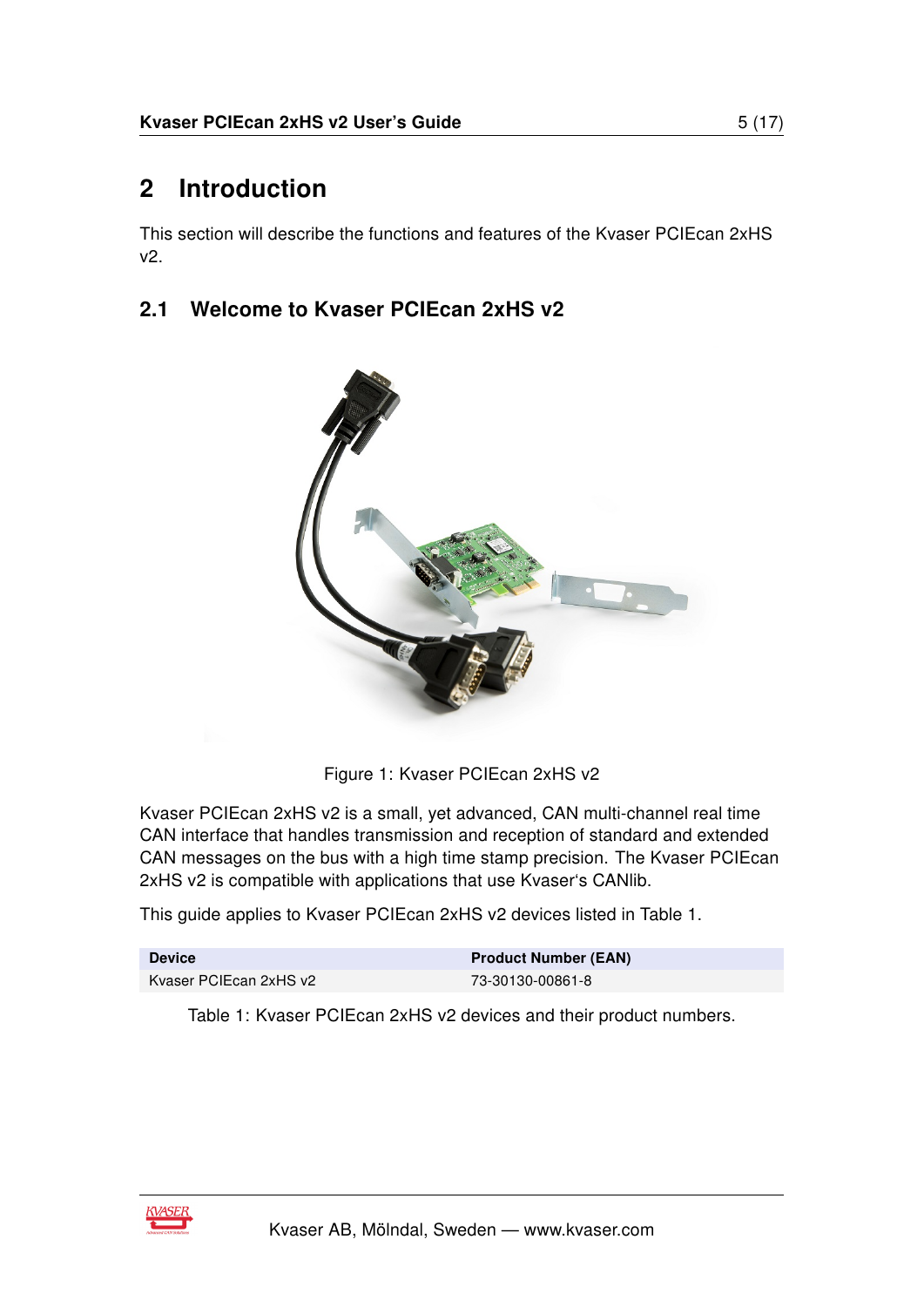# 2 Introduction

This section will describe the functions and features of the Kvaser PCIEcan 2xHS v2.

## 2.1 Welcome to Kvaser PCIEcan 2xHS v2

Figure 1: Kvaser PCIEcan 2xHS v2

Kvaser PCIEcan 2xHS v2 is a small, yet advanced, CAN multi-channel real time CAN interface that handles transmission and reception of standard and extended CAN messages on the bus with a high time stamp precision. The Kvaser PCIEcan 2xHS v2 is compatible with applications that use Kvaser's CANlib.

This guide applies to Kvaser PCIEcan 2xHS v2 devices listed in Table 1.

| Device | Product Number (EAN) |
|---|---|
| Kvaser PCIEcan 2xHS v2 | 73-30130-00861-8 |

Table 1: Kvaser PCIEcan 2xHS v2 devices and their product numbers.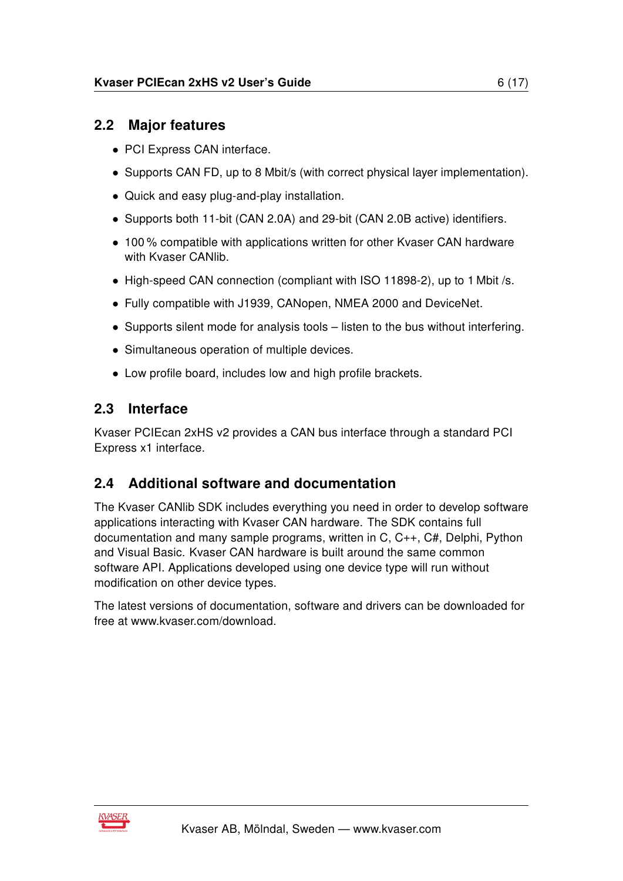## 2.2 Major features

- PCI Express CAN interface.
- Supports CAN FD, up to 8 Mbit/s (with correct physical layer implementation).
- Quick and easy plug-and-play installation.
- Supports both 11-bit (CAN 2.0A) and 29-bit (CAN 2.0B active) identifiers.
- 100 % compatible with applications written for other Kvaser CAN hardware with Kvaser CANlib.
- High-speed CAN connection (compliant with ISO 11898-2), up to 1 Mbit /s.
- Fully compatible with J1939, CANopen, NMEA 2000 and DeviceNet.
- Supports silent mode for analysis tools – listen to the bus without interfering.
- Simultaneous operation of multiple devices.
- Low profile board, includes low and high profile brackets.

## 2.3 Interface

Kvaser PCIEcan 2xHS v2 provides a CAN bus interface through a standard PCI Express x1 interface.

## 2.4 Additional software and documentation

The Kvaser CANlib SDK includes everything you need in order to develop software applications interacting with Kvaser CAN hardware. The SDK contains full documentation and many sample programs, written in C, C++, C#, Delphi, Python and Visual Basic. Kvaser CAN hardware is built around the same common software API. Applications developed using one device type will run without modification on other device types.

The latest versions of documentation, software and drivers can be downloaded for free at www.kvaser.com/download.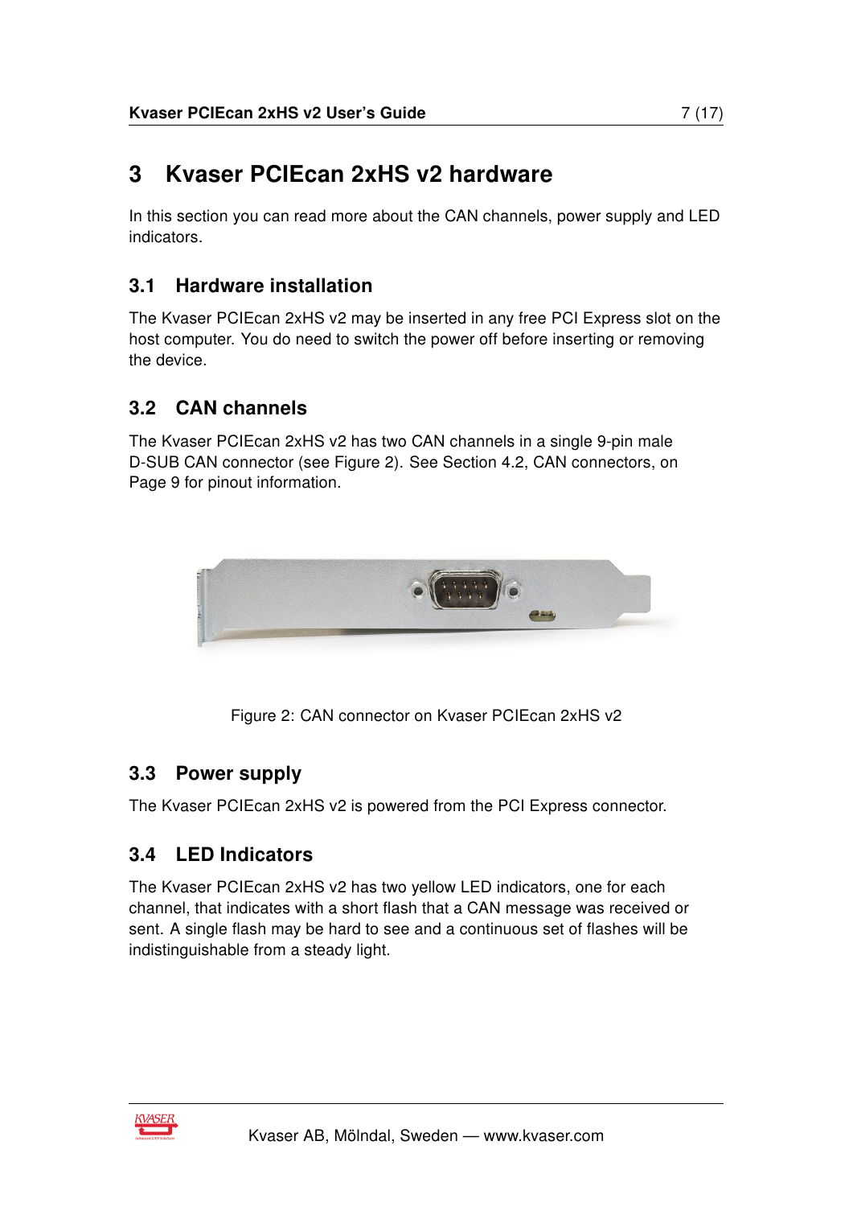# 3 Kvaser PCIEcan 2xHS v2 hardware

In this section you can read more about the CAN channels, power supply and LED indicators.

## 3.1 Hardware installation

The Kvaser PCIEcan 2xHS v2 may be inserted in any free PCI Express slot on the host computer. You do need to switch the power off before inserting or removing the device.

## 3.2 CAN channels

The Kvaser PCIEcan 2xHS v2 has two CAN channels in a single 9-pin male D-SUB CAN connector (see Figure 2). See Section 4.2, CAN connectors, on Page 9 for pinout information.

Figure 2: CAN connector on Kvaser PCIEcan 2xHS v2

## 3.3 Power supply

The Kvaser PCIEcan 2xHS v2 is powered from the PCI Express connector.

## 3.4 LED Indicators

The Kvaser PCIEcan 2xHS v2 has two yellow LED indicators, one for each channel, that indicates with a short flash that a CAN message was received or sent. A single flash may be hard to see and a continuous set of flashes will be indistinguishable from a steady light.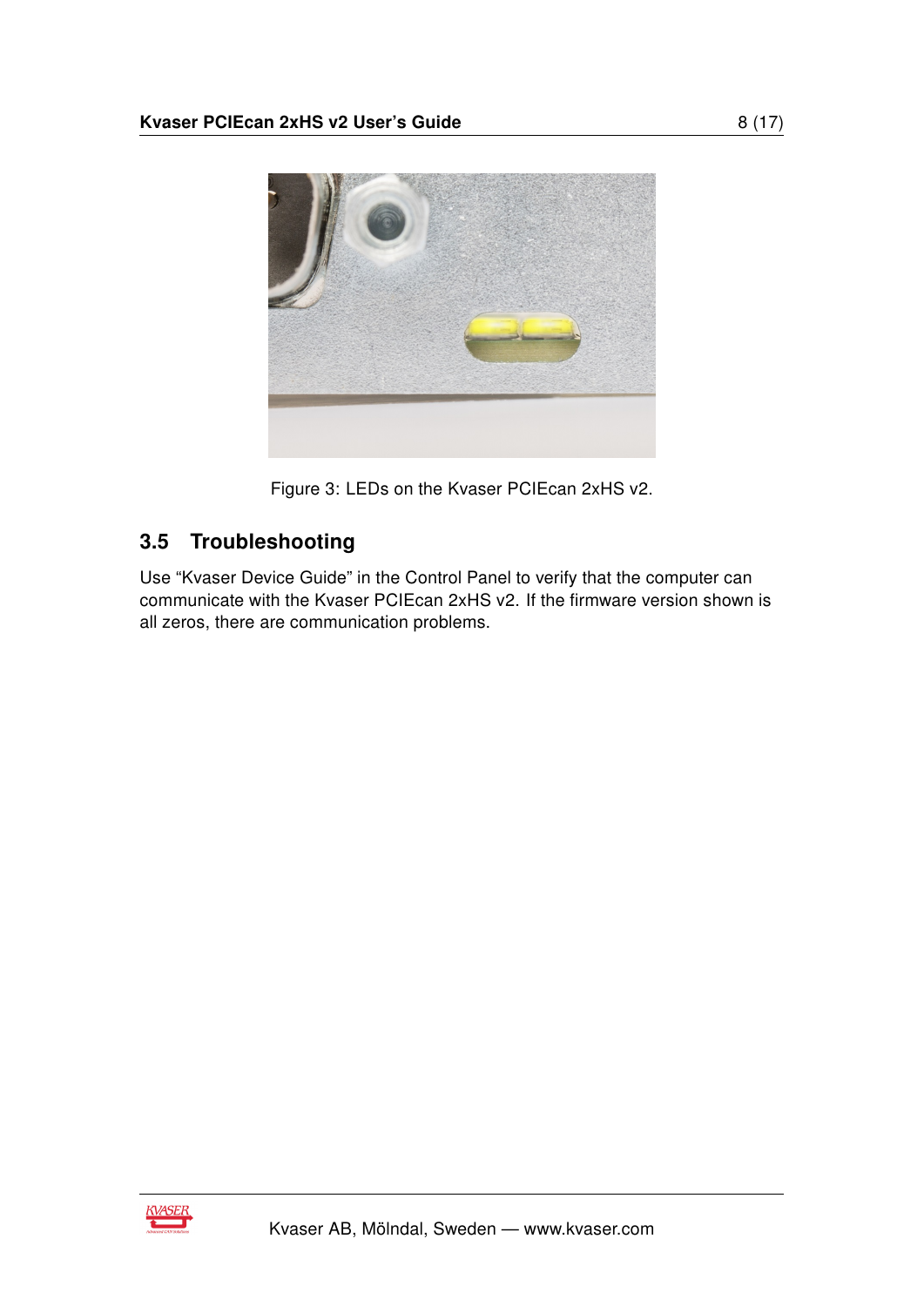Figure 3: LEDs on the Kvaser PCIEcan 2xHS v2.

## 3.5 Troubleshooting

Use “Kvaser Device Guide” in the Control Panel to verify that the computer can communicate with the Kvaser PCIEcan 2xHS v2. If the firmware version shown is all zeros, there are communication problems.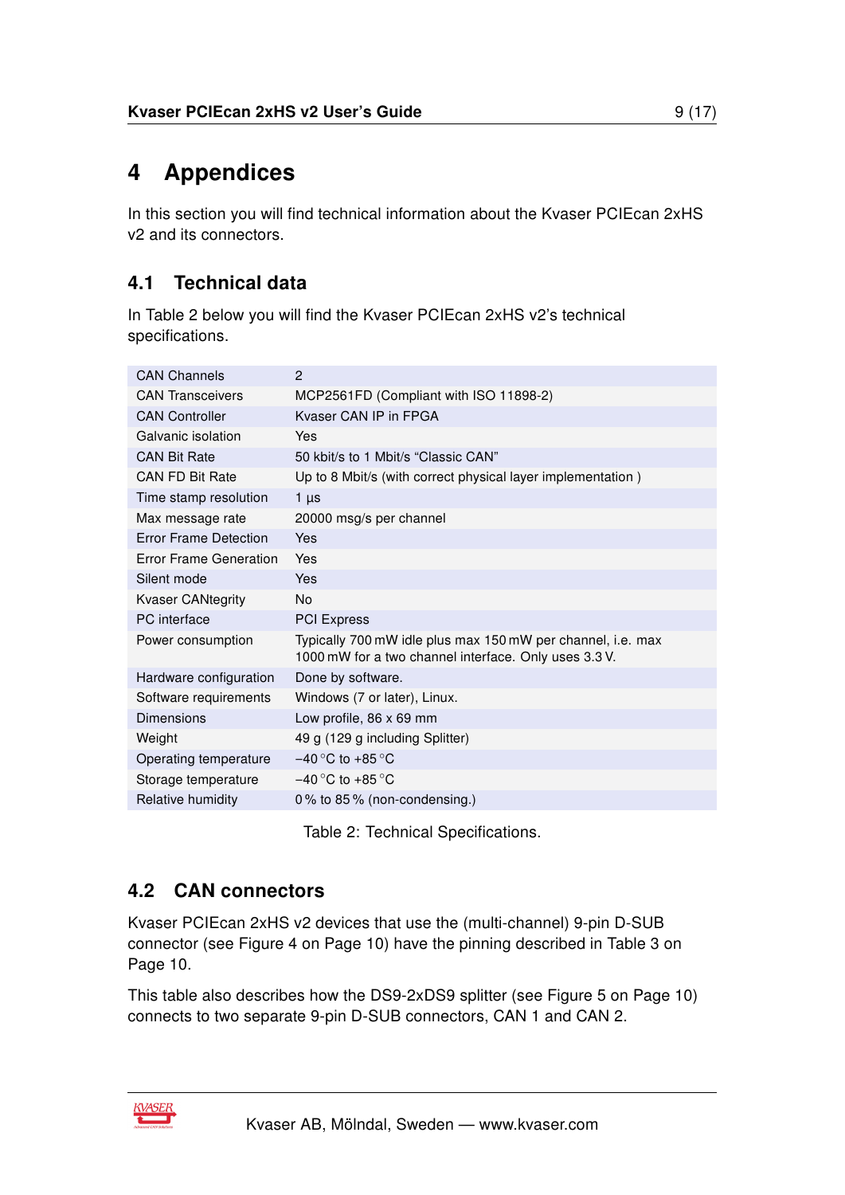# 4 Appendices

In this section you will find technical information about the Kvaser PCIEcan 2xHS v2 and its connectors.

## 4.1 Technical data

In Table 2 below you will find the Kvaser PCIEcan 2xHS v2's technical specifications.

| | |
|---|---|
| CAN Channels | 2 |
| CAN Transceivers | MCP2561FD (Compliant with ISO 11898-2) |
| CAN Controller | Kvaser CAN IP in FPGA |
| Galvanic isolation | Yes |
| CAN Bit Rate | 50 kbit/s to 1 Mbit/s "Classic CAN" |
| CAN FD Bit Rate | Up to 8 Mbit/s (with correct physical layer implementation ) |
| Time stamp resolution | 1 µs |
| Max message rate | 20000 msg/s per channel |
| Error Frame Detection | Yes |
| Error Frame Generation | Yes |
| Silent mode | Yes |
| Kvaser CANtegrity | No |
| PC interface | PCI Express |
| Power consumption | Typically 700 mW idle plus max 150 mW per channel, i.e. max 1000 mW for a two channel interface. Only uses 3.3 V. |
| Hardware configuration | Done by software. |
| Software requirements | Windows (7 or later), Linux. |
| Dimensions | Low profile, 86 x 69 mm |
| Weight | 49 g (129 g including Splitter) |
| Operating temperature | −40 °C to +85 °C |
| Storage temperature | −40 °C to +85 °C |
| Relative humidity | 0 % to 85 % (non-condensing.) |

Table 2: Technical Specifications.

## 4.2 CAN connectors

Kvaser PCIEcan 2xHS v2 devices that use the (multi-channel) 9-pin D-SUB connector (see Figure 4 on Page 10) have the pinning described in Table 3 on Page 10.

This table also describes how the DS9-2xDS9 splitter (see Figure 5 on Page 10) connects to two separate 9-pin D-SUB connectors, CAN 1 and CAN 2.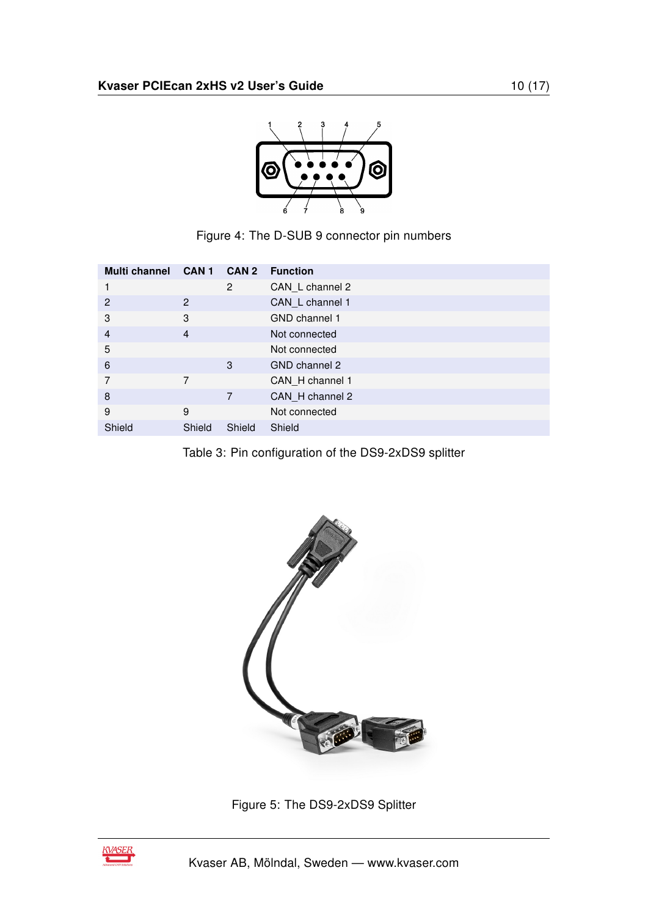Figure 4: The D-SUB 9 connector pin numbers

| Multi channel | CAN 1 | CAN 2 | Function |
|---|---|---|---|
| 1 | | 2 | CAN_L channel 2 |
| 2 | 2 | | CAN_L channel 1 |
| 3 | 3 | | GND channel 1 |
| 4 | 4 | | Not connected |
| 5 | | | Not connected |
| 6 | | 3 | GND channel 2 |
| 7 | 7 | | CAN_H channel 1 |
| 8 | | 7 | CAN_H channel 2 |
| 9 | 9 | | Not connected |
| Shield | Shield | Shield | Shield |

Table 3: Pin configuration of the DS9-2xDS9 splitter

Figure 5: The DS9-2xDS9 Splitter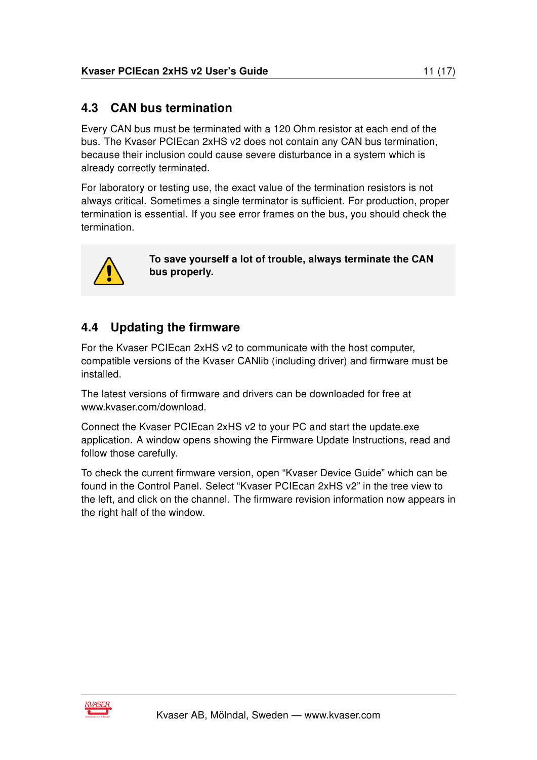## 4.3 CAN bus termination

Every CAN bus must be terminated with a 120 Ohm resistor at each end of the bus. The Kvaser PCIEcan 2xHS v2 does not contain any CAN bus termination, because their inclusion could cause severe disturbance in a system which is already correctly terminated.

For laboratory or testing use, the exact value of the termination resistors is not always critical. Sometimes a single terminator is sufficient. For production, proper termination is essential. If you see error frames on the bus, you should check the termination.

**To save yourself a lot of trouble, always terminate the CAN bus properly.**

## 4.4 Updating the firmware

For the Kvaser PCIEcan 2xHS v2 to communicate with the host computer, compatible versions of the Kvaser CANlib (including driver) and firmware must be installed.

The latest versions of firmware and drivers can be downloaded for free at www.kvaser.com/download.

Connect the Kvaser PCIEcan 2xHS v2 to your PC and start the update.exe application. A window opens showing the Firmware Update Instructions, read and follow those carefully.

To check the current firmware version, open "Kvaser Device Guide" which can be found in the Control Panel. Select "Kvaser PCIEcan 2xHS v2" in the tree view to the left, and click on the channel. The firmware revision information now appears in the right half of the window.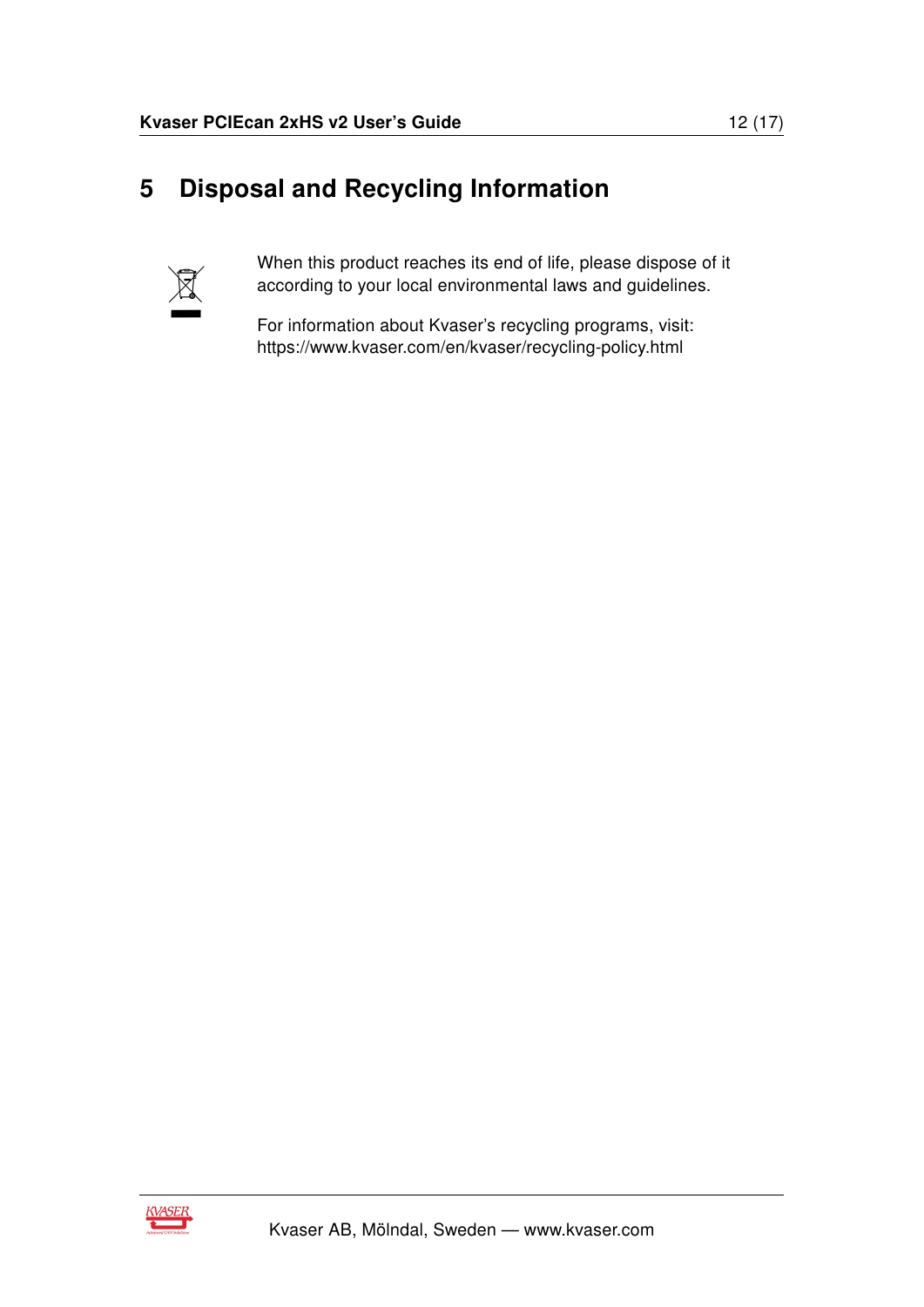# 5 Disposal and Recycling Information

When this product reaches its end of life, please dispose of it according to your local environmental laws and guidelines.

For information about Kvaser's recycling programs, visit: https://www.kvaser.com/en/kvaser/recycling-policy.html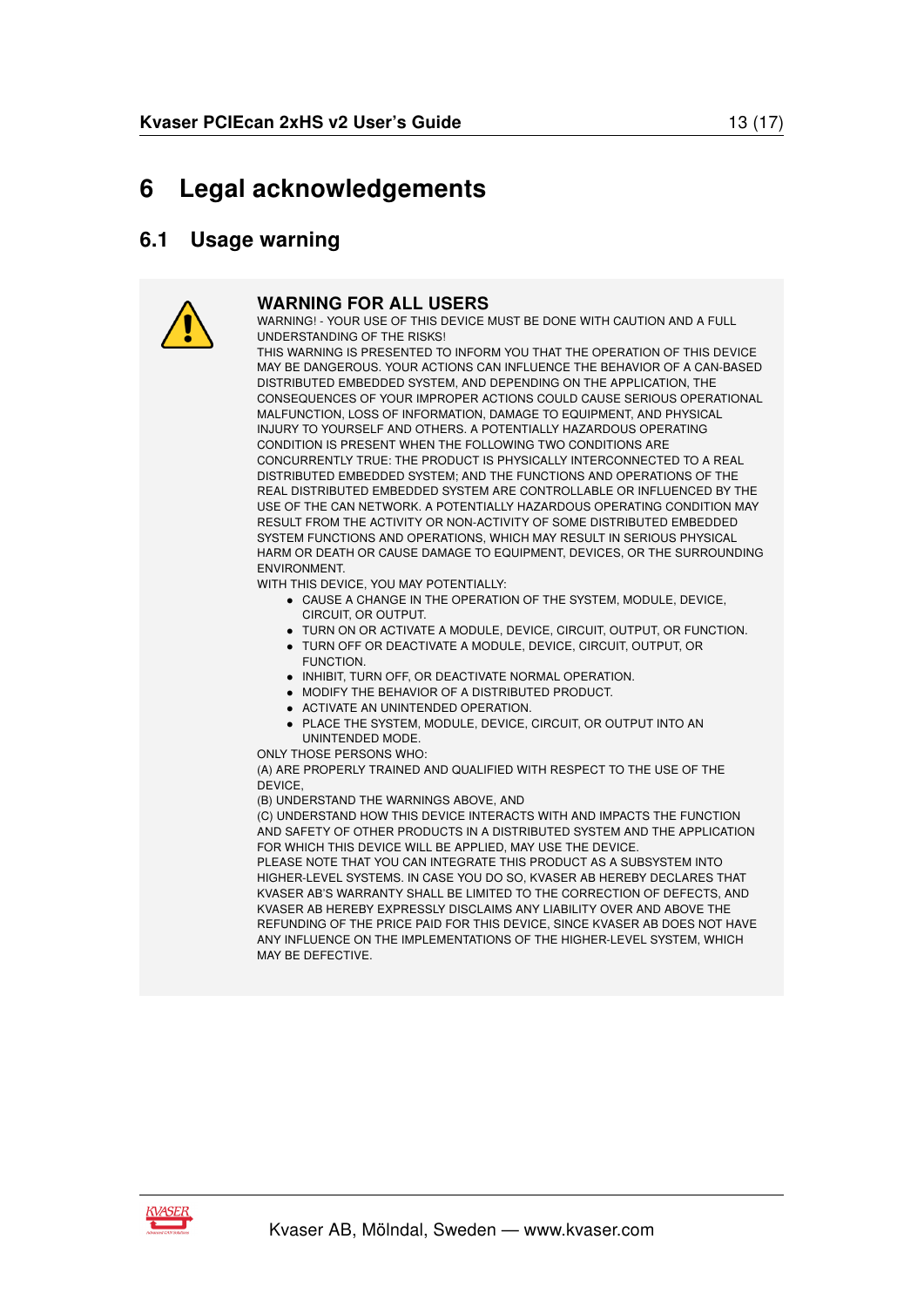# 6 Legal acknowledgements

## 6.1 Usage warning

**WARNING FOR ALL USERS**

WARNING! - YOUR USE OF THIS DEVICE MUST BE DONE WITH CAUTION AND A FULL UNDERSTANDING OF THE RISKS!

THIS WARNING IS PRESENTED TO INFORM YOU THAT THE OPERATION OF THIS DEVICE MAY BE DANGEROUS. YOUR ACTIONS CAN INFLUENCE THE BEHAVIOR OF A CAN-BASED DISTRIBUTED EMBEDDED SYSTEM, AND DEPENDING ON THE APPLICATION, THE CONSEQUENCES OF YOUR IMPROPER ACTIONS COULD CAUSE SERIOUS OPERATIONAL MALFUNCTION, LOSS OF INFORMATION, DAMAGE TO EQUIPMENT, AND PHYSICAL INJURY TO YOURSELF AND OTHERS. A POTENTIALLY HAZARDOUS OPERATING CONDITION IS PRESENT WHEN THE FOLLOWING TWO CONDITIONS ARE CONCURRENTLY TRUE: THE PRODUCT IS PHYSICALLY INTERCONNECTED TO A REAL DISTRIBUTED EMBEDDED SYSTEM; AND THE FUNCTIONS AND OPERATIONS OF THE REAL DISTRIBUTED EMBEDDED SYSTEM ARE CONTROLLABLE OR INFLUENCED BY THE USE OF THE CAN NETWORK. A POTENTIALLY HAZARDOUS OPERATING CONDITION MAY RESULT FROM THE ACTIVITY OR NON-ACTIVITY OF SOME DISTRIBUTED EMBEDDED SYSTEM FUNCTIONS AND OPERATIONS, WHICH MAY RESULT IN SERIOUS PHYSICAL HARM OR DEATH OR CAUSE DAMAGE TO EQUIPMENT, DEVICES, OR THE SURROUNDING ENVIRONMENT.

WITH THIS DEVICE, YOU MAY POTENTIALLY:

- CAUSE A CHANGE IN THE OPERATION OF THE SYSTEM, MODULE, DEVICE, CIRCUIT, OR OUTPUT.
- TURN ON OR ACTIVATE A MODULE, DEVICE, CIRCUIT, OUTPUT, OR FUNCTION.
- TURN OFF OR DEACTIVATE A MODULE, DEVICE, CIRCUIT, OUTPUT, OR FUNCTION.
- INHIBIT, TURN OFF, OR DEACTIVATE NORMAL OPERATION.
- MODIFY THE BEHAVIOR OF A DISTRIBUTED PRODUCT.
- ACTIVATE AN UNINTENDED OPERATION.
- PLACE THE SYSTEM, MODULE, DEVICE, CIRCUIT, OR OUTPUT INTO AN UNINTENDED MODE.

ONLY THOSE PERSONS WHO:

(A) ARE PROPERLY TRAINED AND QUALIFIED WITH RESPECT TO THE USE OF THE DEVICE,

(B) UNDERSTAND THE WARNINGS ABOVE, AND

(C) UNDERSTAND HOW THIS DEVICE INTERACTS WITH AND IMPACTS THE FUNCTION AND SAFETY OF OTHER PRODUCTS IN A DISTRIBUTED SYSTEM AND THE APPLICATION FOR WHICH THIS DEVICE WILL BE APPLIED, MAY USE THE DEVICE.

PLEASE NOTE THAT YOU CAN INTEGRATE THIS PRODUCT AS A SUBSYSTEM INTO HIGHER-LEVEL SYSTEMS. IN CASE YOU DO SO, KVASER AB HEREBY DECLARES THAT KVASER AB'S WARRANTY SHALL BE LIMITED TO THE CORRECTION OF DEFECTS, AND KVASER AB HEREBY EXPRESSLY DISCLAIMS ANY LIABILITY OVER AND ABOVE THE REFUNDING OF THE PRICE PAID FOR THIS DEVICE, SINCE KVASER AB DOES NOT HAVE ANY INFLUENCE ON THE IMPLEMENTATIONS OF THE HIGHER-LEVEL SYSTEM, WHICH MAY BE DEFECTIVE.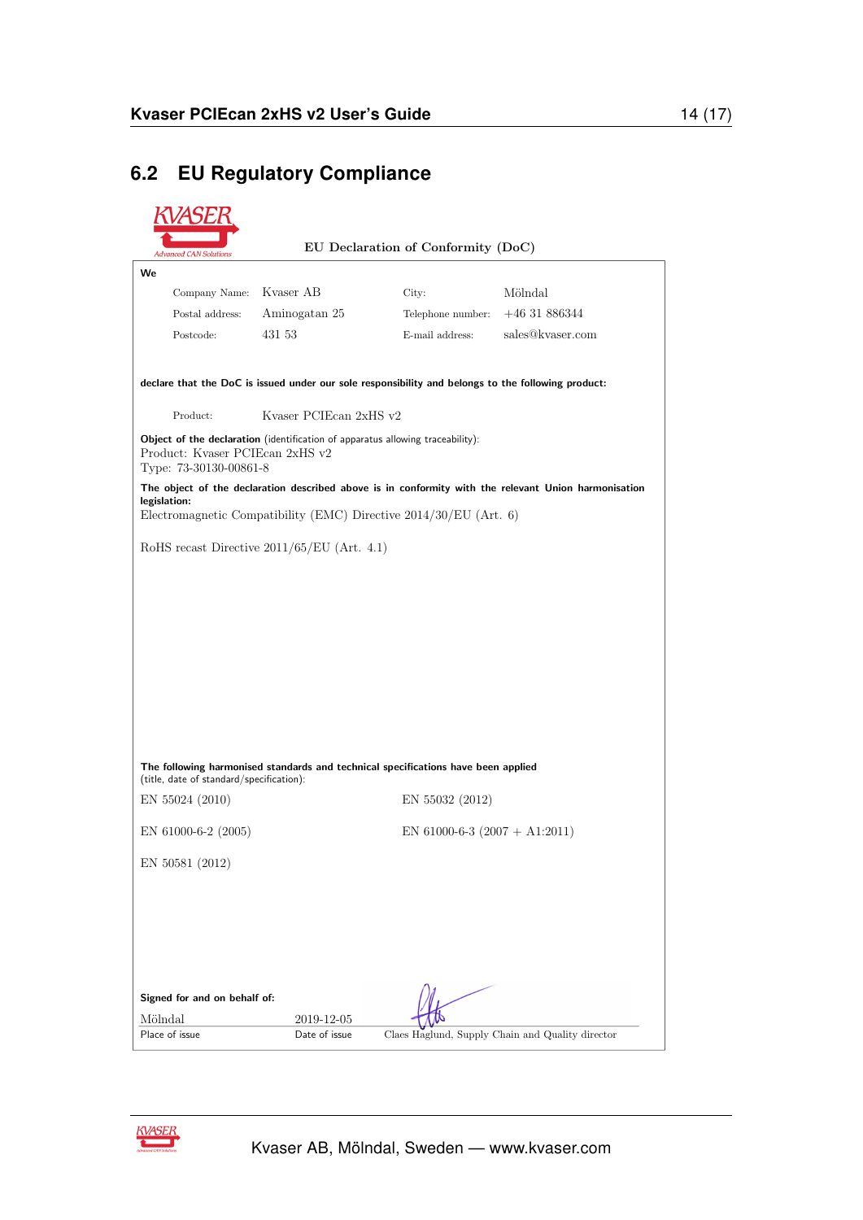## 6.2 EU Regulatory Compliance

**EU Declaration of Conformity (DoC)**

**We**

| Company Name: | Kvaser AB | City: | Mölndal |
|---|---|---|---|
| Postal address: | Aminogatan 25 | Telephone number: | +46 31 886344 |
| Postcode: | 431 53 | E-mail address: | sales@kvaser.com |

**declare that the DoC is issued under our sole responsibility and belongs to the following product:**

Product: Kvaser PCIEcan 2xHS v2

**Object of the declaration** (identification of apparatus allowing traceability):
Product: Kvaser PCIEcan 2xHS v2
Type: 73-30130-00861-8

**The object of the declaration described above is in conformity with the relevant Union harmonisation legislation:**
Electromagnetic Compatibility (EMC) Directive 2014/30/EU (Art. 6)

RoHS recast Directive 2011/65/EU (Art. 4.1)

**The following harmonised standards and technical specifications have been applied** (title, date of standard/specification):

EN 55024 (2010)

EN 55032 (2012)

EN 61000-6-2 (2005)

EN 61000-6-3 (2007 + A1:2011)

EN 50581 (2012)

**Signed for and on behalf of:**

| Mölndal | 2019-12-05 | |
|---|---|---|
| Place of issue | Date of issue | Claes Haglund, Supply Chain and Quality director |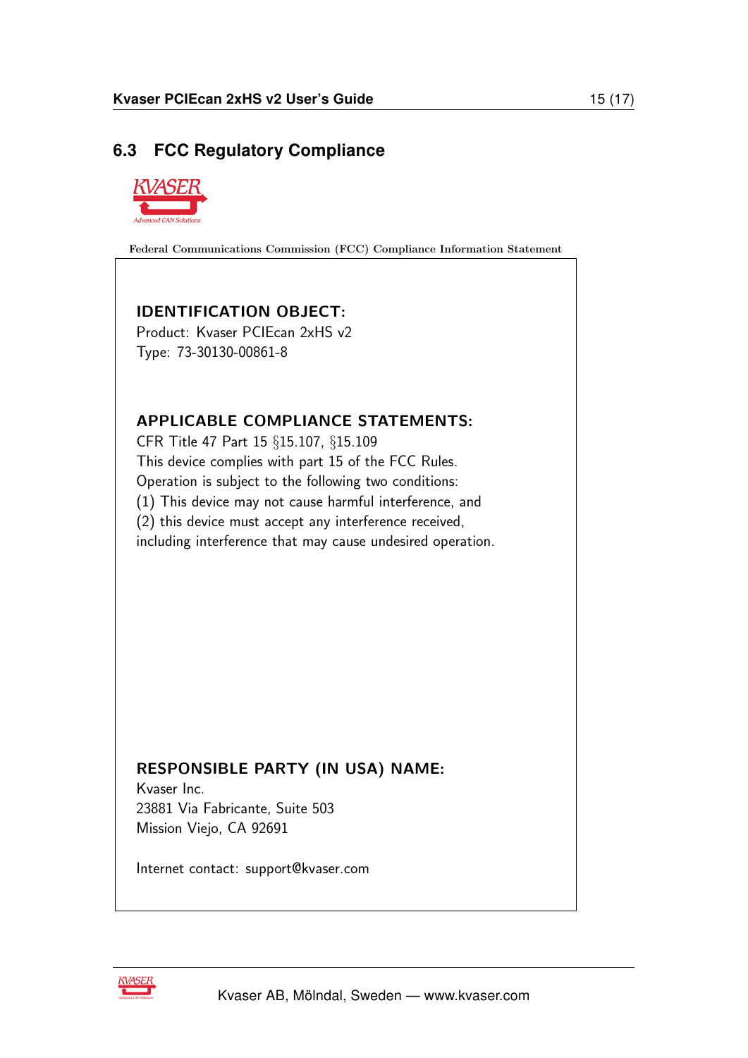## 6.3 FCC Regulatory Compliance

Federal Communications Commission (FCC) Compliance Information Statement

**IDENTIFICATION OBJECT:**

Product: Kvaser PCIEcan 2xHS v2
Type: 73-30130-00861-8

**APPLICABLE COMPLIANCE STATEMENTS:**

CFR Title 47 Part 15 §15.107, §15.109
This device complies with part 15 of the FCC Rules.
Operation is subject to the following two conditions:
(1) This device may not cause harmful interference, and
(2) this device must accept any interference received,
including interference that may cause undesired operation.

**RESPONSIBLE PARTY (IN USA) NAME:**

Kvaser Inc.
23881 Via Fabricante, Suite 503
Mission Viejo, CA 92691

Internet contact: support@kvaser.com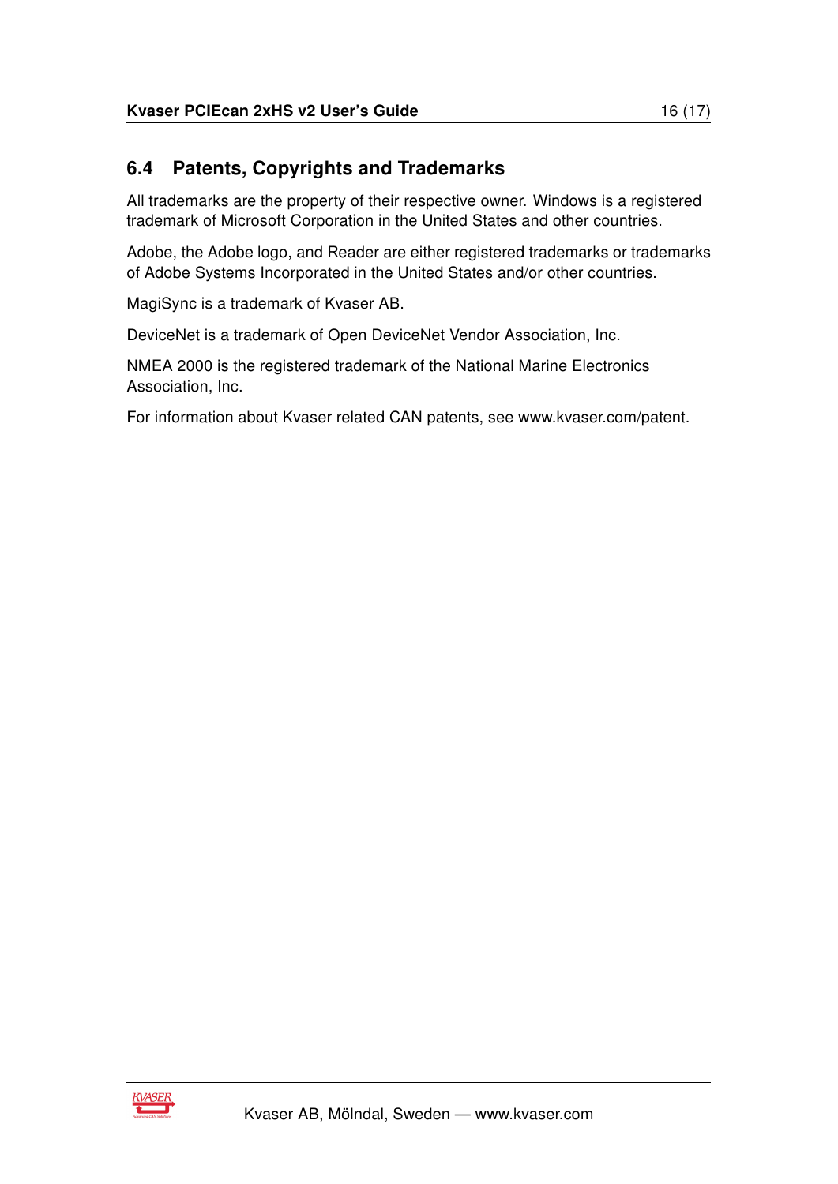## 6.4 Patents, Copyrights and Trademarks

All trademarks are the property of their respective owner. Windows is a registered trademark of Microsoft Corporation in the United States and other countries.

Adobe, the Adobe logo, and Reader are either registered trademarks or trademarks of Adobe Systems Incorporated in the United States and/or other countries.

MagiSync is a trademark of Kvaser AB.

DeviceNet is a trademark of Open DeviceNet Vendor Association, Inc.

NMEA 2000 is the registered trademark of the National Marine Electronics Association, Inc.

For information about Kvaser related CAN patents, see www.kvaser.com/patent.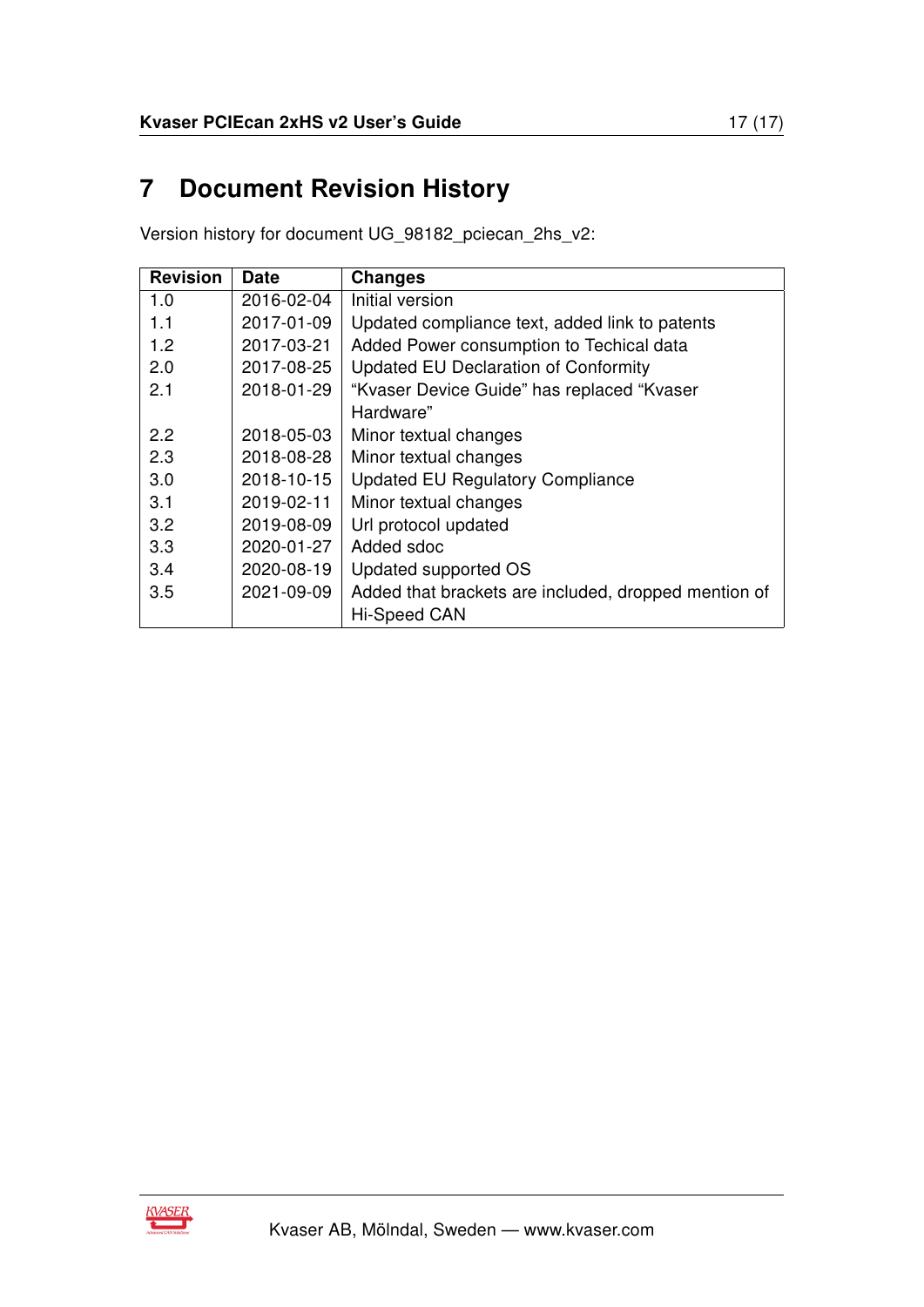# 7 Document Revision History

Version history for document UG_98182_pciecan_2hs_v2:

| Revision | Date | Changes |
|---|---|---|
| 1.0 | 2016-02-04 | Initial version |
| 1.1 | 2017-01-09 | Updated compliance text, added link to patents |
| 1.2 | 2017-03-21 | Added Power consumption to Techical data |
| 2.0 | 2017-08-25 | Updated EU Declaration of Conformity |
| 2.1 | 2018-01-29 | "Kvaser Device Guide" has replaced "Kvaser Hardware" |
| 2.2 | 2018-05-03 | Minor textual changes |
| 2.3 | 2018-08-28 | Minor textual changes |
| 3.0 | 2018-10-15 | Updated EU Regulatory Compliance |
| 3.1 | 2019-02-11 | Minor textual changes |
| 3.2 | 2019-08-09 | Url protocol updated |
| 3.3 | 2020-01-27 | Added sdoc |
| 3.4 | 2020-08-19 | Updated supported OS |
| 3.5 | 2021-09-09 | Added that brackets are included, dropped mention of Hi-Speed CAN |